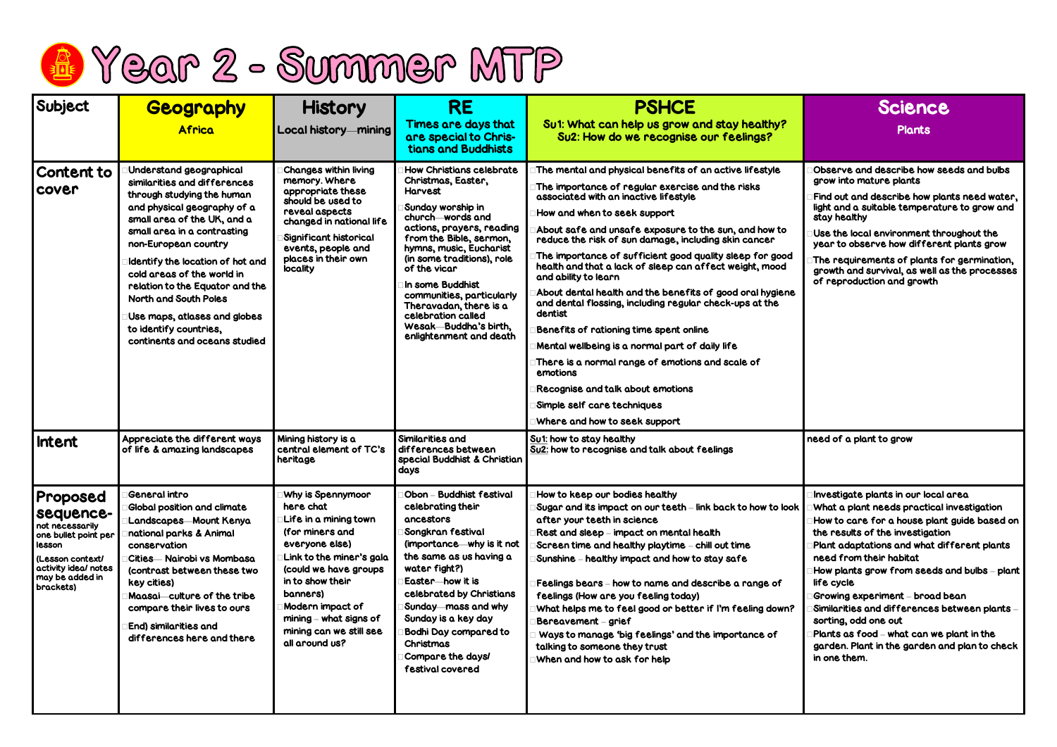# Year 2 - Summer MTP

| Subject | Geography<br>Africa | History<br>Local history—mining | RE<br>Times are days that are special to Christians and Buddhists | PSHCE<br>Su1: What can help us grow and stay healthy?<br>Su2: How do we recognise our feelings? | Science<br>Plants |
|---|---|---|---|---|---|
| Content to cover | Understand geographical similarities and differences through studying the human and physical geography of a small area of the UK, and a small area in a contrasting non-European country<br>Identify the location of hot and cold areas of the world in relation to the Equator and the North and South Poles<br>Use maps, atlases and globes to identify countries, continents and oceans studied | Changes within living memory. Where appropriate these should be used to reveal aspects changed in national life<br>Significant historical events, people and places in their own locality | How Christians celebrate Christmas, Easter, Harvest<br>Sunday worship in church—words and actions, prayers, reading from the Bible, sermon, hymns, music, Eucharist (in some traditions), role of the vicar<br>In some Buddhist communities, particularly Theravadan, there is a celebration called Wesak—Buddha's birth, enlightenment and death | The mental and physical benefits of an active lifestyle<br>The importance of regular exercise and the risks associated with an inactive lifestyle<br>How and when to seek support<br>About safe and unsafe exposure to the sun, and how to reduce the risk of sun damage, including skin cancer<br>The importance of sufficient good quality sleep for good health and that a lack of sleep can affect weight, mood and ability to learn<br>About dental health and the benefits of good oral hygiene and dental flossing, including regular check-ups at the dentist<br>Benefits of rationing time spent online<br>Mental wellbeing is a normal part of daily life<br>There is a normal range of emotions and scale of emotions<br>Recognise and talk about emotions<br>Simple self care techniques<br>Where and how to seek support | Observe and describe how seeds and bulbs grow into mature plants<br>Find out and describe how plants need water, light and a suitable temperature to grow and stay healthy<br>Use the local environment throughout the year to observe how different plants grow<br>The requirements of plants for germination, growth and survival, as well as the processes of reproduction and growth |
| Intent | Appreciate the different ways of life & amazing landscapes | Mining history is a central element of TC's heritage | Similarities and differences between special Buddhist & Christian days | Su1: how to stay healthy<br>Su2: how to recognise and talk about feelings | need of a plant to grow |
| Proposed sequence- not necessarily one bullet point per lesson<br>(Lesson context/ activity idea/ notes may be added in brackets) | General intro<br>Global position and climate<br>Landscapes—Mount Kenya<br>national parks & Animal conservation<br>Cities— Nairobi vs Mombasa (contrast between these two key cities)<br>Maasai—culture of the tribe compare their lives to ours<br>End) similarities and differences here and there | Why is Spennymoor here chat<br>Life in a mining town (for miners and everyone else)<br>Link to the miner's gala (could we have groups in to show their banners)<br>Modern impact of mining – what signs of mining can we still see all around us? | Obon – Buddhist festival celebrating their ancestors<br>Songkran festival (importance—why is it not the same as us having a water fight?)<br>Easter—how it is celebrated by Christians<br>Sunday—mass and why Sunday is a key day<br>Bodhi Day compared to Christmas<br>Compare the days/ festival covered | How to keep our bodies healthy<br>Sugar and its impact on our teeth – link back to how to look after your teeth in science<br>Rest and sleep – impact on mental health<br>Screen time and healthy playtime – chill out time<br>Sunshine – healthy impact and how to stay safe<br><br>Feelings bears – how to name and describe a range of feelings (How are you feeling today)<br>What helps me to feel good or better if I'm feeling down?<br>Bereavement – grief<br>Ways to manage 'big feelings' and the importance of talking to someone they trust<br>When and how to ask for help | Investigate plants in our local area<br>What a plant needs practical investigation<br>How to care for a house plant guide based on the results of the investigation<br>Plant adaptations and what different plants need from their habitat<br>How plants grow from seeds and bulbs – plant life cycle<br>Growing experiment – broad bean<br>Similarities and differences between plants – sorting, odd one out<br>Plants as food – what can we plant in the garden. Plant in the garden and plan to check in one them. |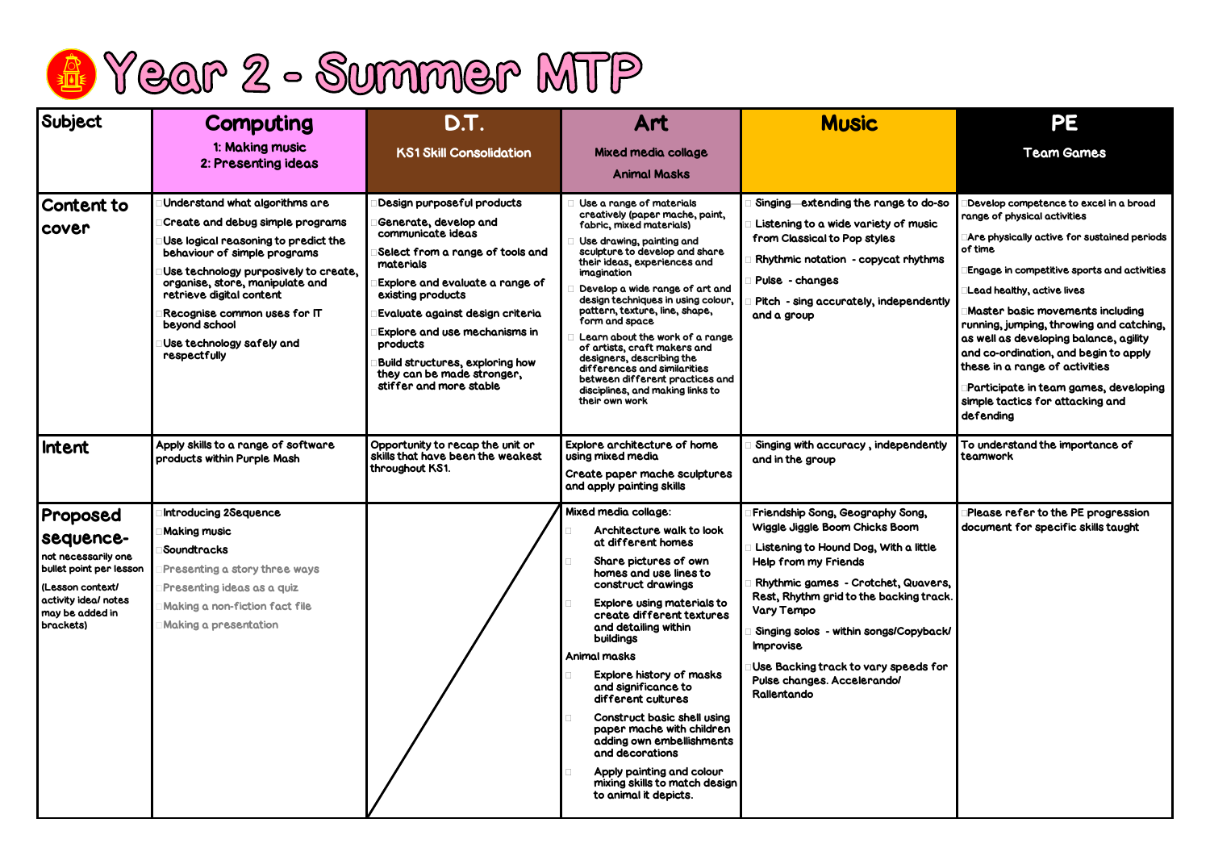# Year 2 - Summer MTP

| Subject | Computing<br>1: Making music<br>2: Presenting ideas | D.T.<br>KS1 Skill Consolidation | Art<br>Mixed media collage<br>Animal Masks | Music | PE<br>Team Games |
|---|---|---|---|---|---|
| **Content to cover** | Understand what algorithms are<br>Create and debug simple programs<br>Use logical reasoning to predict the behaviour of simple programs<br>Use technology purposively to create, organise, store, manipulate and retrieve digital content<br>Recognise common uses for IT beyond school<br>Use technology safely and respectfully | Design purposeful products<br>Generate, develop and communicate ideas<br>Select from a range of tools and materials<br>Explore and evaluate a range of existing products<br>Evaluate against design criteria<br>Explore and use mechanisms in products<br>Build structures, exploring how they can be made stronger, stiffer and more stable | Use a range of materials creatively (paper mache, paint, fabric, mixed materials)<br>Use drawing, painting and sculpture to develop and share their ideas, experiences and imagination<br>Develop a wide range of art and design techniques in using colour, pattern, texture, line, shape, form and space<br>Learn about the work of a range of artists, craft makers and designers, describing the differences and similarities between different practices and disciplines, and making links to their own work | Singing—extending the range to do-so<br>Listening to a wide variety of music from Classical to Pop styles<br>Rhythmic notation - copycat rhythms<br>Pulse - changes<br>Pitch - sing accurately, independently and a group | Develop competence to excel in a broad range of physical activities<br>Are physically active for sustained periods of time<br>Engage in competitive sports and activities<br>Lead healthy, active lives<br>Master basic movements including running, jumping, throwing and catching, as well as developing balance, agility and co-ordination, and begin to apply these in a range of activities<br>Participate in team games, developing simple tactics for attacking and defending |
| **Intent** | Apply skills to a range of software products within Purple Mash | Opportunity to recap the unit or skills that have been the weakest throughout KS1. | Explore architecture of home using mixed media<br>Create paper mache sculptures and apply painting skills | Singing with accuracy , independently and in the group | To understand the importance of teamwork |
| **Proposed sequence-**<br>not necessarily one bullet point per lesson<br>(Lesson context/ activity idea/ notes may be added in brackets) | Introducing 2Sequence<br>Making music<br>Soundtracks<br>Presenting a story three ways<br>Presenting ideas as a quiz<br>Making a non-fiction fact file<br>Making a presentation | | Mixed media collage:<br>Architecture walk to look at different homes<br>Share pictures of own homes and use lines to construct drawings<br>Explore using materials to create different textures and detailing within buildings<br>Animal masks<br>Explore history of masks and significance to different cultures<br>Construct basic shell using paper mache with children adding own embellishments and decorations<br>Apply painting and colour mixing skills to match design to animal it depicts. | Friendship Song, Geography Song, Wiggle Jiggle Boom Chicks Boom<br>Listening to Hound Dog, With a little Help from my Friends<br>Rhythmic games - Crotchet, Quavers, Rest, Rhythm grid to the backing track. Vary Tempo<br>Singing solos - within songs/Copyback/ Improvise<br>Use Backing track to vary speeds for Pulse changes. Accelerando/ Rallentando | Please refer to the PE progression document for specific skills taught |